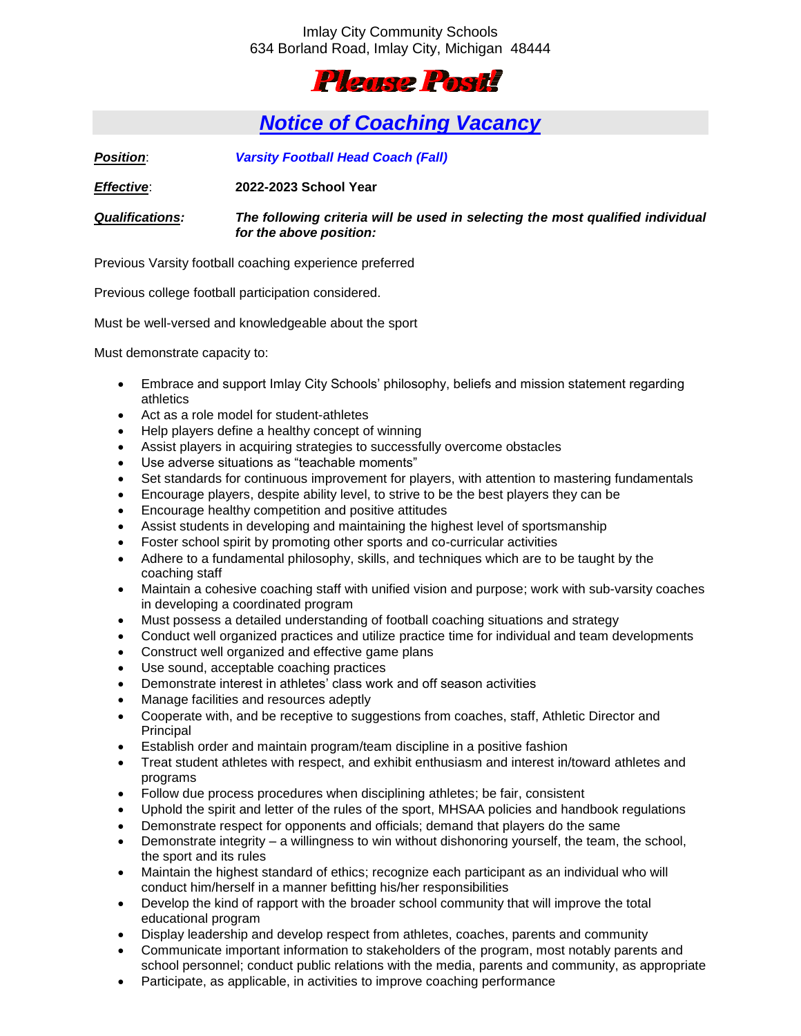Imlay City Community Schools
634 Borland Road, Imlay City, Michigan 48444

# Please Post!

## Notice of Coaching Vacancy

***Position***: ***Varsity Football Head Coach (Fall)***

***Effective***: **2022-2023 School Year**

***Qualifications:*** ***The following criteria will be used in selecting the most qualified individual for the above position:***

Previous Varsity football coaching experience preferred

Previous college football participation considered.

Must be well-versed and knowledgeable about the sport

Must demonstrate capacity to:

- Embrace and support Imlay City Schools' philosophy, beliefs and mission statement regarding athletics
- Act as a role model for student-athletes
- Help players define a healthy concept of winning
- Assist players in acquiring strategies to successfully overcome obstacles
- Use adverse situations as "teachable moments"
- Set standards for continuous improvement for players, with attention to mastering fundamentals
- Encourage players, despite ability level, to strive to be the best players they can be
- Encourage healthy competition and positive attitudes
- Assist students in developing and maintaining the highest level of sportsmanship
- Foster school spirit by promoting other sports and co-curricular activities
- Adhere to a fundamental philosophy, skills, and techniques which are to be taught by the coaching staff
- Maintain a cohesive coaching staff with unified vision and purpose; work with sub-varsity coaches in developing a coordinated program
- Must possess a detailed understanding of football coaching situations and strategy
- Conduct well organized practices and utilize practice time for individual and team developments
- Construct well organized and effective game plans
- Use sound, acceptable coaching practices
- Demonstrate interest in athletes' class work and off season activities
- Manage facilities and resources adeptly
- Cooperate with, and be receptive to suggestions from coaches, staff, Athletic Director and Principal
- Establish order and maintain program/team discipline in a positive fashion
- Treat student athletes with respect, and exhibit enthusiasm and interest in/toward athletes and programs
- Follow due process procedures when disciplining athletes; be fair, consistent
- Uphold the spirit and letter of the rules of the sport, MHSAA policies and handbook regulations
- Demonstrate respect for opponents and officials; demand that players do the same
- Demonstrate integrity – a willingness to win without dishonoring yourself, the team, the school, the sport and its rules
- Maintain the highest standard of ethics; recognize each participant as an individual who will conduct him/herself in a manner befitting his/her responsibilities
- Develop the kind of rapport with the broader school community that will improve the total educational program
- Display leadership and develop respect from athletes, coaches, parents and community
- Communicate important information to stakeholders of the program, most notably parents and school personnel; conduct public relations with the media, parents and community, as appropriate
- Participate, as applicable, in activities to improve coaching performance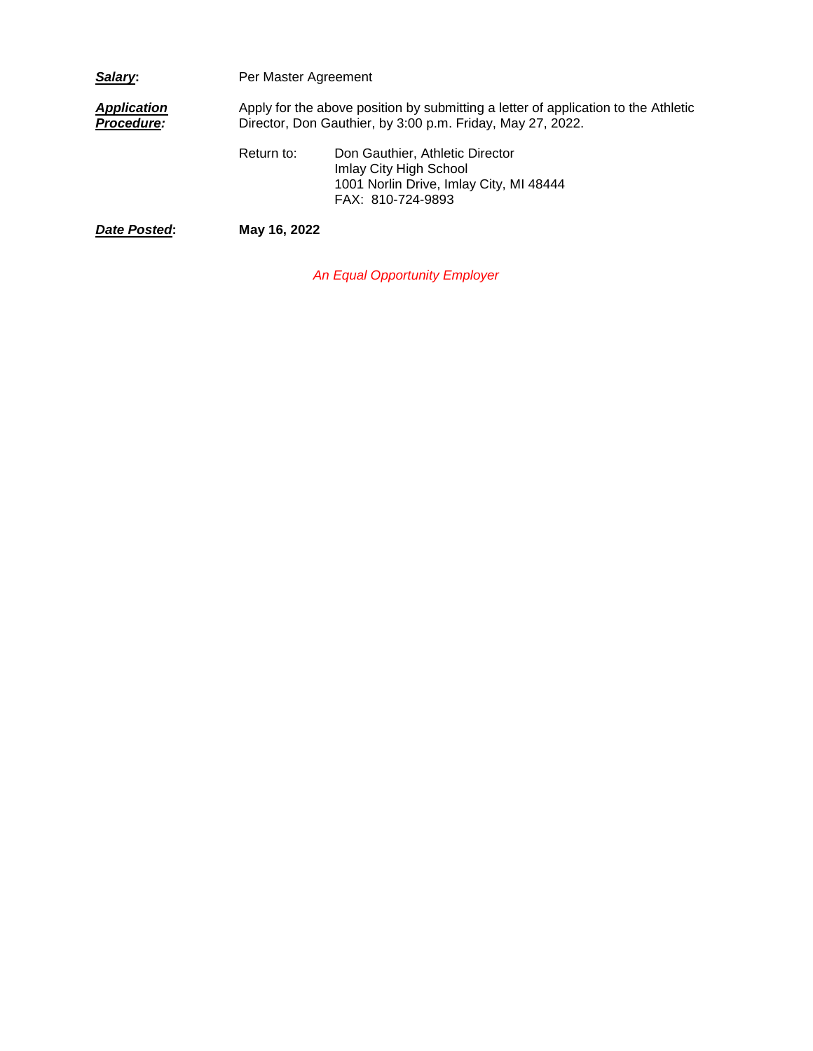***Salary*:** Per Master Agreement

***Application Procedure:*** Apply for the above position by submitting a letter of application to the Athletic Director, Don Gauthier, by 3:00 p.m. Friday, May 27, 2022.

Return to: Don Gauthier, Athletic Director
Imlay City High School
1001 Norlin Drive, Imlay City, MI 48444
FAX: 810-724-9893

***Date Posted*:** **May 16, 2022**

*An Equal Opportunity Employer*